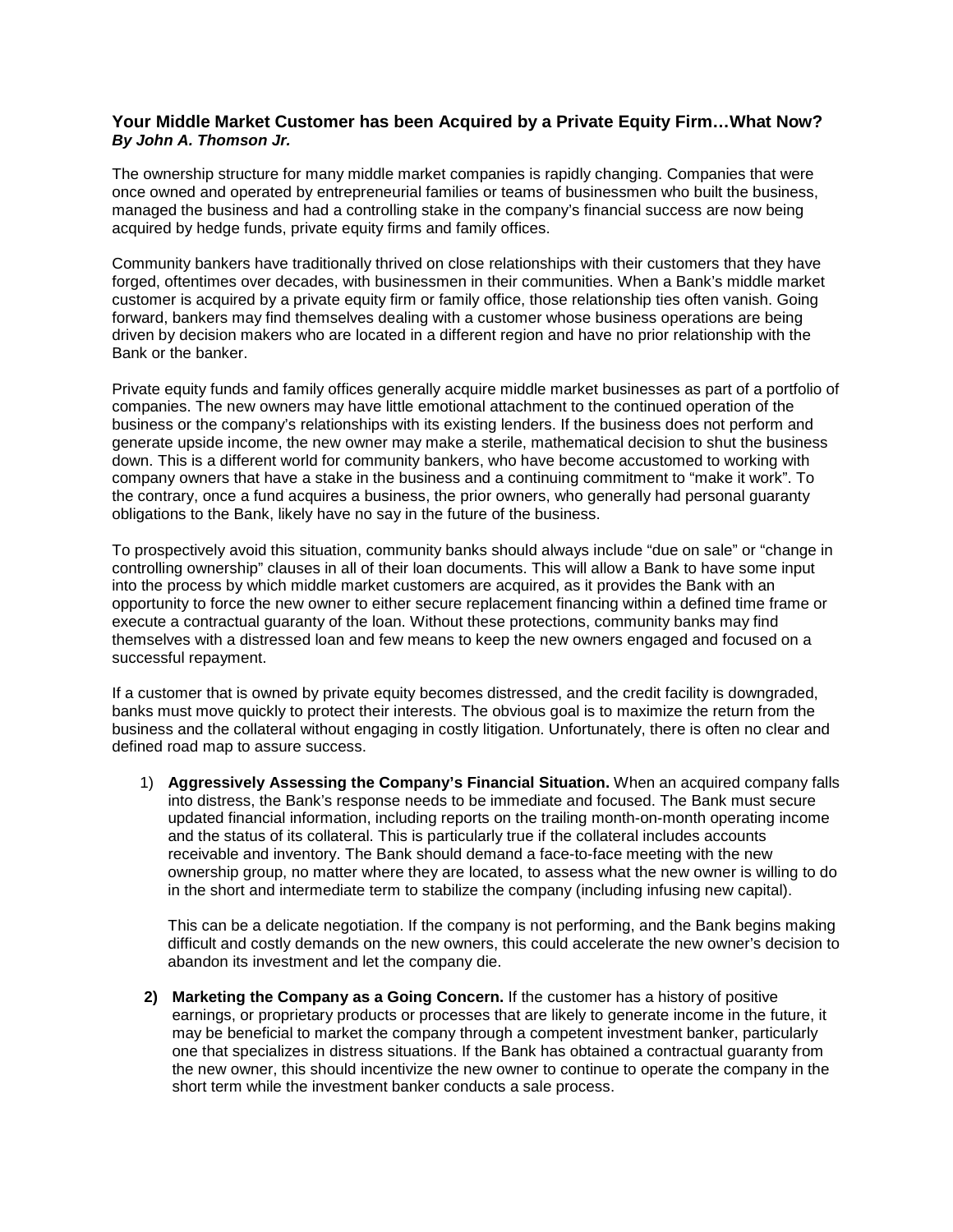### Your Middle Market Customer has been Acquired by a Private Equity Firm…What Now?
***By John A. Thomson Jr.***

The ownership structure for many middle market companies is rapidly changing. Companies that were once owned and operated by entrepreneurial families or teams of businessmen who built the business, managed the business and had a controlling stake in the company's financial success are now being acquired by hedge funds, private equity firms and family offices.

Community bankers have traditionally thrived on close relationships with their customers that they have forged, oftentimes over decades, with businessmen in their communities. When a Bank's middle market customer is acquired by a private equity firm or family office, those relationship ties often vanish. Going forward, bankers may find themselves dealing with a customer whose business operations are being driven by decision makers who are located in a different region and have no prior relationship with the Bank or the banker.

Private equity funds and family offices generally acquire middle market businesses as part of a portfolio of companies. The new owners may have little emotional attachment to the continued operation of the business or the company's relationships with its existing lenders. If the business does not perform and generate upside income, the new owner may make a sterile, mathematical decision to shut the business down. This is a different world for community bankers, who have become accustomed to working with company owners that have a stake in the business and a continuing commitment to "make it work". To the contrary, once a fund acquires a business, the prior owners, who generally had personal guaranty obligations to the Bank, likely have no say in the future of the business.

To prospectively avoid this situation, community banks should always include "due on sale" or "change in controlling ownership" clauses in all of their loan documents. This will allow a Bank to have some input into the process by which middle market customers are acquired, as it provides the Bank with an opportunity to force the new owner to either secure replacement financing within a defined time frame or execute a contractual guaranty of the loan. Without these protections, community banks may find themselves with a distressed loan and few means to keep the new owners engaged and focused on a successful repayment.

If a customer that is owned by private equity becomes distressed, and the credit facility is downgraded, banks must move quickly to protect their interests. The obvious goal is to maximize the return from the business and the collateral without engaging in costly litigation. Unfortunately, there is often no clear and defined road map to assure success.

1) **Aggressively Assessing the Company's Financial Situation.** When an acquired company falls into distress, the Bank's response needs to be immediate and focused. The Bank must secure updated financial information, including reports on the trailing month-on-month operating income and the status of its collateral. This is particularly true if the collateral includes accounts receivable and inventory. The Bank should demand a face-to-face meeting with the new ownership group, no matter where they are located, to assess what the new owner is willing to do in the short and intermediate term to stabilize the company (including infusing new capital).

   This can be a delicate negotiation. If the company is not performing, and the Bank begins making difficult and costly demands on the new owners, this could accelerate the new owner's decision to abandon its investment and let the company die.

2) **Marketing the Company as a Going Concern.** If the customer has a history of positive earnings, or proprietary products or processes that are likely to generate income in the future, it may be beneficial to market the company through a competent investment banker, particularly one that specializes in distress situations. If the Bank has obtained a contractual guaranty from the new owner, this should incentivize the new owner to continue to operate the company in the short term while the investment banker conducts a sale process.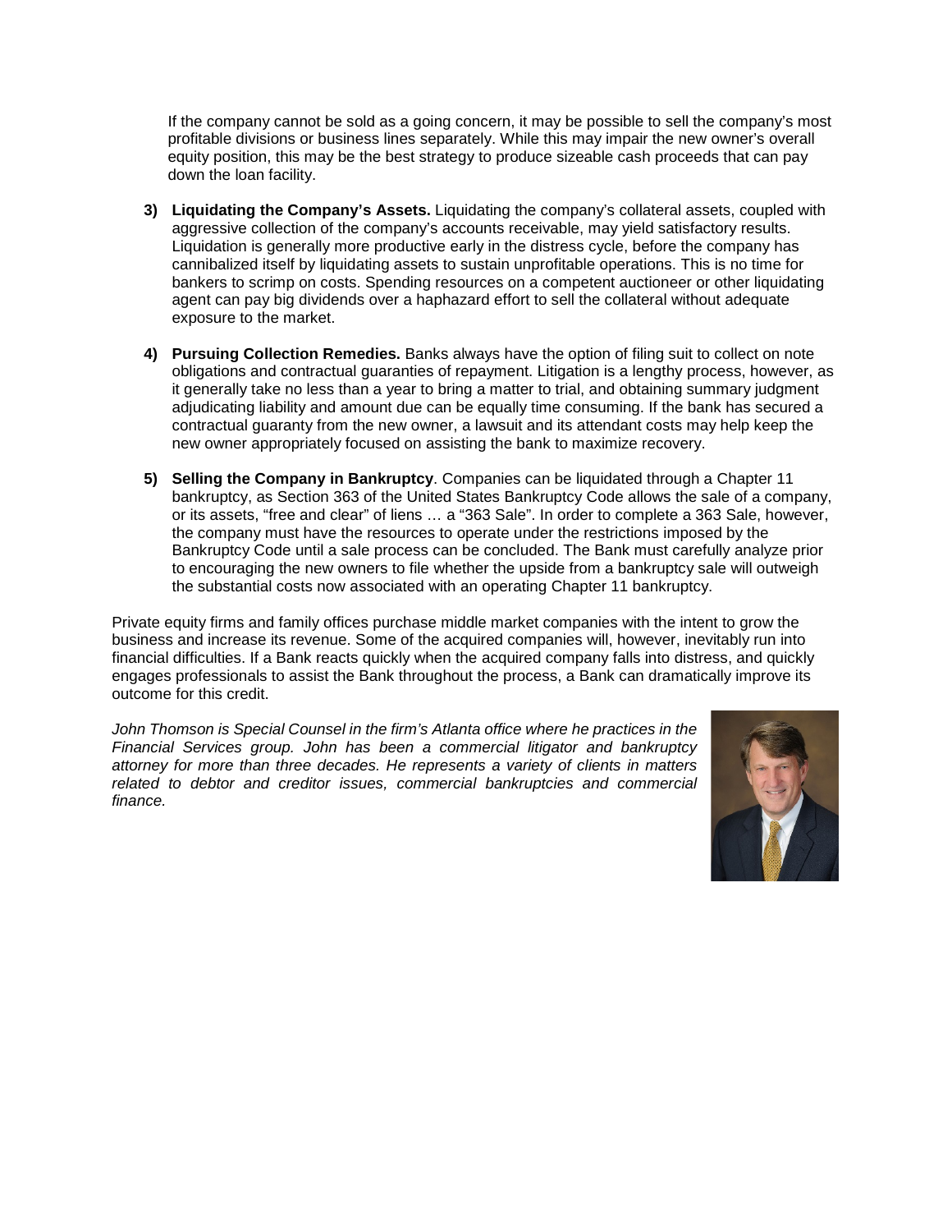If the company cannot be sold as a going concern, it may be possible to sell the company's most profitable divisions or business lines separately. While this may impair the new owner's overall equity position, this may be the best strategy to produce sizeable cash proceeds that can pay down the loan facility.

3) **Liquidating the Company's Assets.** Liquidating the company's collateral assets, coupled with aggressive collection of the company's accounts receivable, may yield satisfactory results. Liquidation is generally more productive early in the distress cycle, before the company has cannibalized itself by liquidating assets to sustain unprofitable operations. This is no time for bankers to scrimp on costs. Spending resources on a competent auctioneer or other liquidating agent can pay big dividends over a haphazard effort to sell the collateral without adequate exposure to the market.

4) **Pursuing Collection Remedies.** Banks always have the option of filing suit to collect on note obligations and contractual guaranties of repayment. Litigation is a lengthy process, however, as it generally take no less than a year to bring a matter to trial, and obtaining summary judgment adjudicating liability and amount due can be equally time consuming. If the bank has secured a contractual guaranty from the new owner, a lawsuit and its attendant costs may help keep the new owner appropriately focused on assisting the bank to maximize recovery.

5) **Selling the Company in Bankruptcy**. Companies can be liquidated through a Chapter 11 bankruptcy, as Section 363 of the United States Bankruptcy Code allows the sale of a company, or its assets, "free and clear" of liens … a "363 Sale". In order to complete a 363 Sale, however, the company must have the resources to operate under the restrictions imposed by the Bankruptcy Code until a sale process can be concluded. The Bank must carefully analyze prior to encouraging the new owners to file whether the upside from a bankruptcy sale will outweigh the substantial costs now associated with an operating Chapter 11 bankruptcy.

Private equity firms and family offices purchase middle market companies with the intent to grow the business and increase its revenue. Some of the acquired companies will, however, inevitably run into financial difficulties. If a Bank reacts quickly when the acquired company falls into distress, and quickly engages professionals to assist the Bank throughout the process, a Bank can dramatically improve its outcome for this credit.

*John Thomson is Special Counsel in the firm's Atlanta office where he practices in the Financial Services group. John has been a commercial litigator and bankruptcy attorney for more than three decades. He represents a variety of clients in matters related to debtor and creditor issues, commercial bankruptcies and commercial finance.*